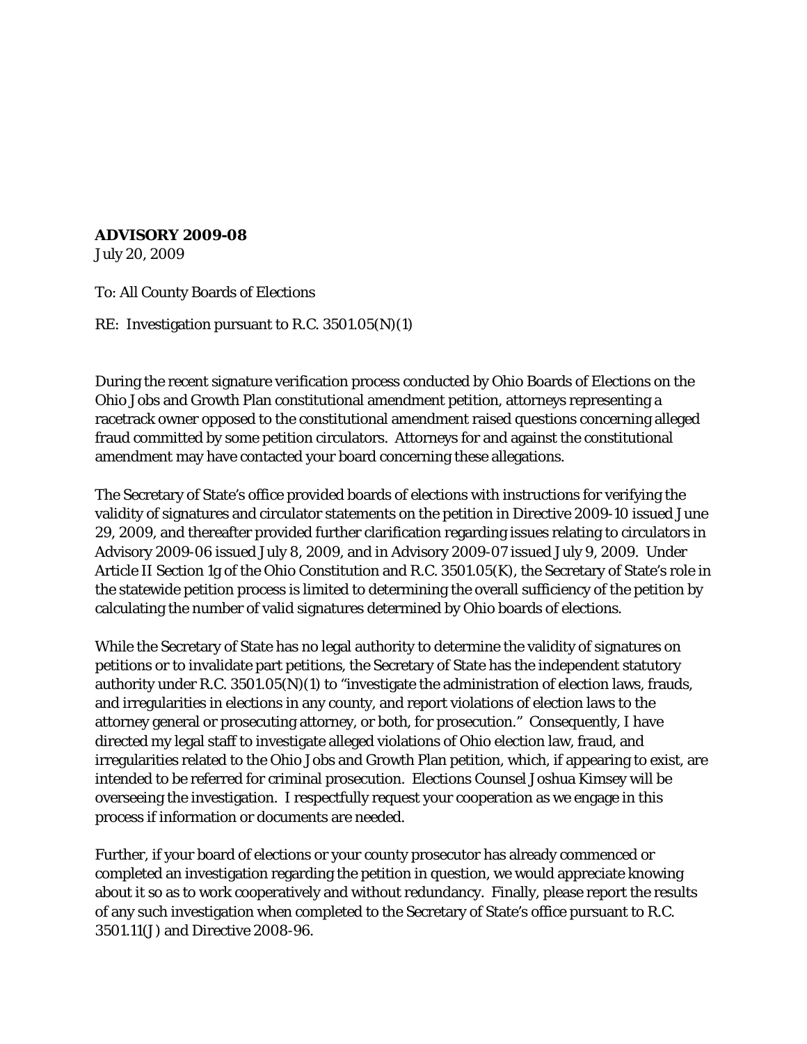**ADVISORY 2009-08**
July 20, 2009

To: All County Boards of Elections

RE: Investigation pursuant to R.C. 3501.05(N)(1)

During the recent signature verification process conducted by Ohio Boards of Elections on the Ohio Jobs and Growth Plan constitutional amendment petition, attorneys representing a racetrack owner opposed to the constitutional amendment raised questions concerning alleged fraud committed by some petition circulators. Attorneys for and against the constitutional amendment may have contacted your board concerning these allegations.

The Secretary of State's office provided boards of elections with instructions for verifying the validity of signatures and circulator statements on the petition in Directive 2009-10 issued June 29, 2009, and thereafter provided further clarification regarding issues relating to circulators in Advisory 2009-06 issued July 8, 2009, and in Advisory 2009-07 issued July 9, 2009. Under Article II Section 1g of the Ohio Constitution and R.C. 3501.05(K), the Secretary of State's role in the statewide petition process is limited to determining the overall sufficiency of the petition by calculating the number of valid signatures determined by Ohio boards of elections.

While the Secretary of State has no legal authority to determine the validity of signatures on petitions or to invalidate part petitions, the Secretary of State has the independent statutory authority under R.C. 3501.05(N)(1) to "investigate the administration of election laws, frauds, and irregularities in elections in any county, and report violations of election laws to the attorney general or prosecuting attorney, or both, for prosecution." Consequently, I have directed my legal staff to investigate alleged violations of Ohio election law, fraud, and irregularities related to the Ohio Jobs and Growth Plan petition, which, if appearing to exist, are intended to be referred for criminal prosecution. Elections Counsel Joshua Kimsey will be overseeing the investigation. I respectfully request your cooperation as we engage in this process if information or documents are needed.

Further, if your board of elections or your county prosecutor has already commenced or completed an investigation regarding the petition in question, we would appreciate knowing about it so as to work cooperatively and without redundancy. Finally, please report the results of any such investigation when completed to the Secretary of State's office pursuant to R.C. 3501.11(J) and Directive 2008-96.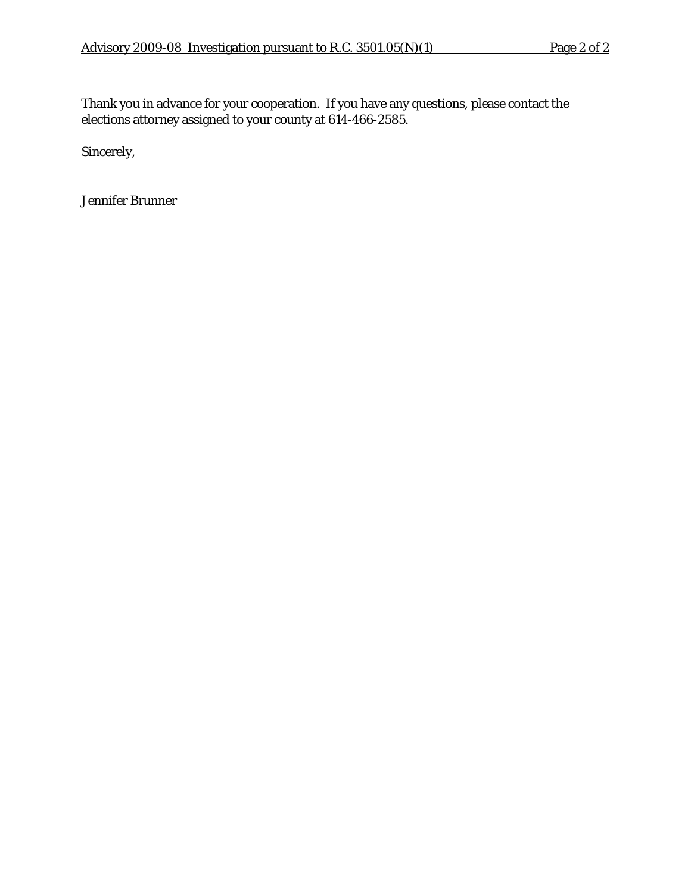Thank you in advance for your cooperation.  If you have any questions, please contact the elections attorney assigned to your county at 614-466-2585.

Sincerely,

Jennifer Brunner